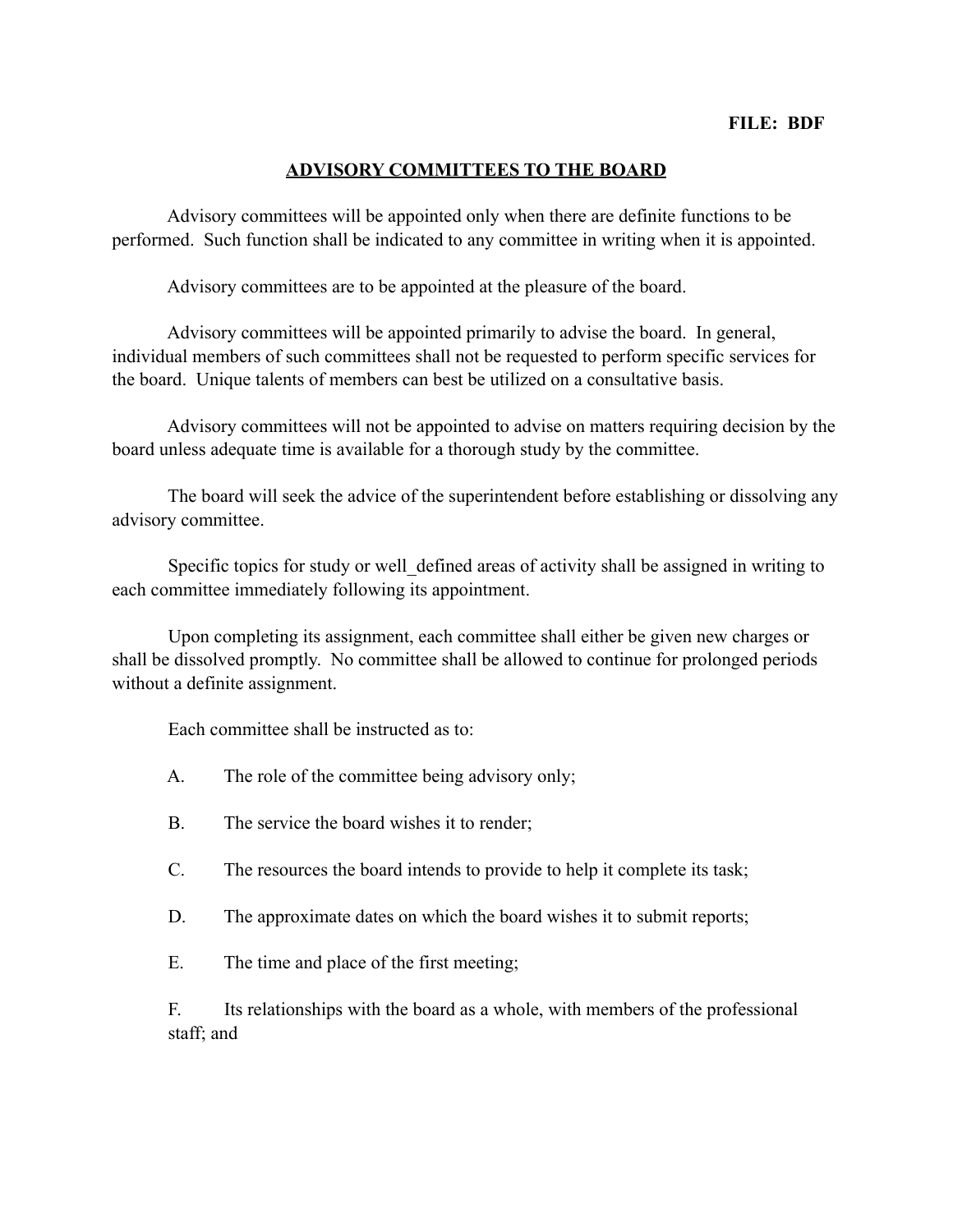**FILE: BDF**

# ADVISORY COMMITTEES TO THE BOARD

Advisory committees will be appointed only when there are definite functions to be performed. Such function shall be indicated to any committee in writing when it is appointed.

Advisory committees are to be appointed at the pleasure of the board.

Advisory committees will be appointed primarily to advise the board. In general, individual members of such committees shall not be requested to perform specific services for the board. Unique talents of members can best be utilized on a consultative basis.

Advisory committees will not be appointed to advise on matters requiring decision by the board unless adequate time is available for a thorough study by the committee.

The board will seek the advice of the superintendent before establishing or dissolving any advisory committee.

Specific topics for study or well_defined areas of activity shall be assigned in writing to each committee immediately following its appointment.

Upon completing its assignment, each committee shall either be given new charges or shall be dissolved promptly. No committee shall be allowed to continue for prolonged periods without a definite assignment.

Each committee shall be instructed as to:

A. The role of the committee being advisory only;

B. The service the board wishes it to render;

C. The resources the board intends to provide to help it complete its task;

D. The approximate dates on which the board wishes it to submit reports;

E. The time and place of the first meeting;

F. Its relationships with the board as a whole, with members of the professional staff; and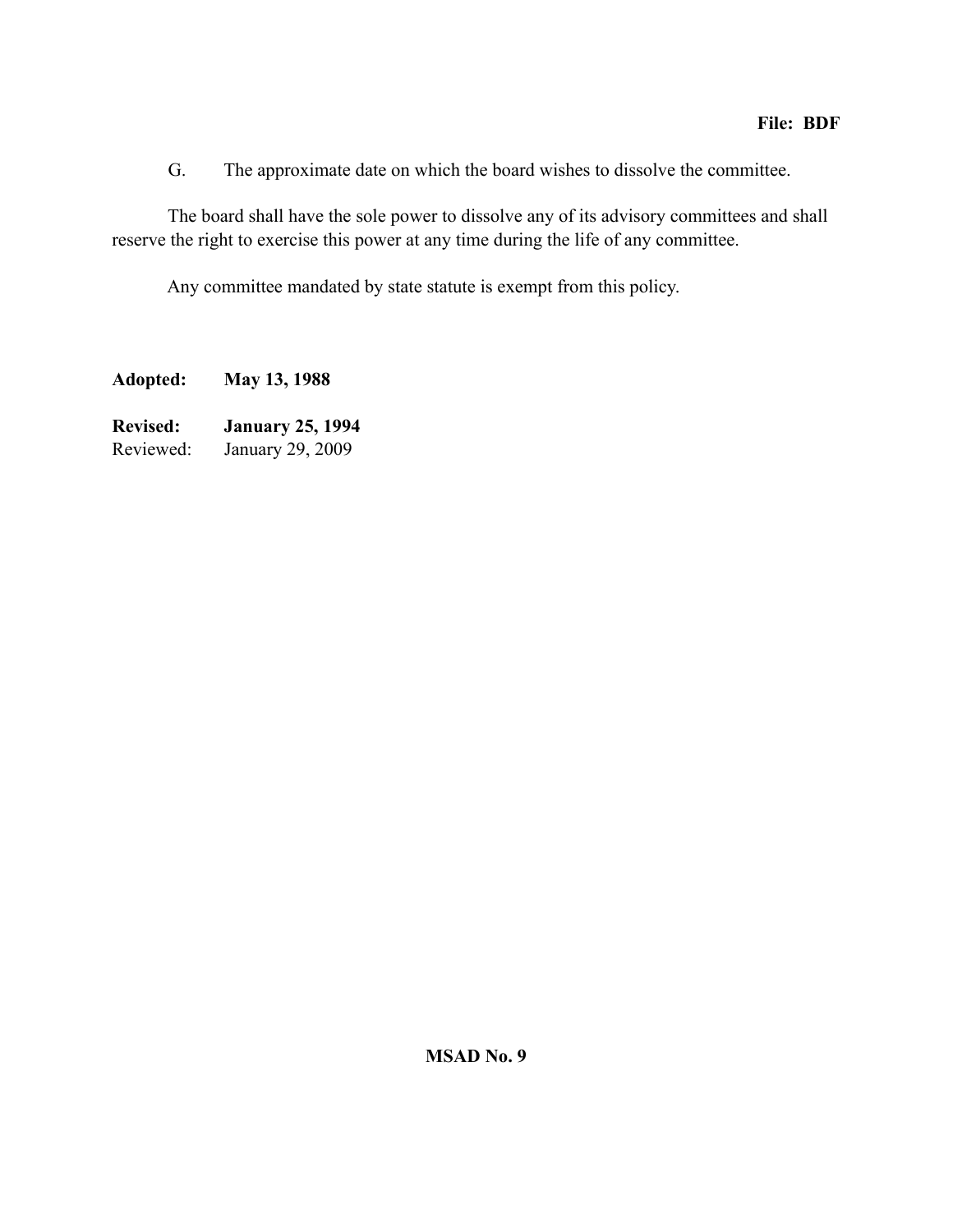G. The approximate date on which the board wishes to dissolve the committee.

The board shall have the sole power to dissolve any of its advisory committees and shall reserve the right to exercise this power at any time during the life of any committee.

Any committee mandated by state statute is exempt from this policy.

**Adopted:** **May 13, 1988**

**Revised:** **January 25, 1994**
Reviewed: January 29, 2009